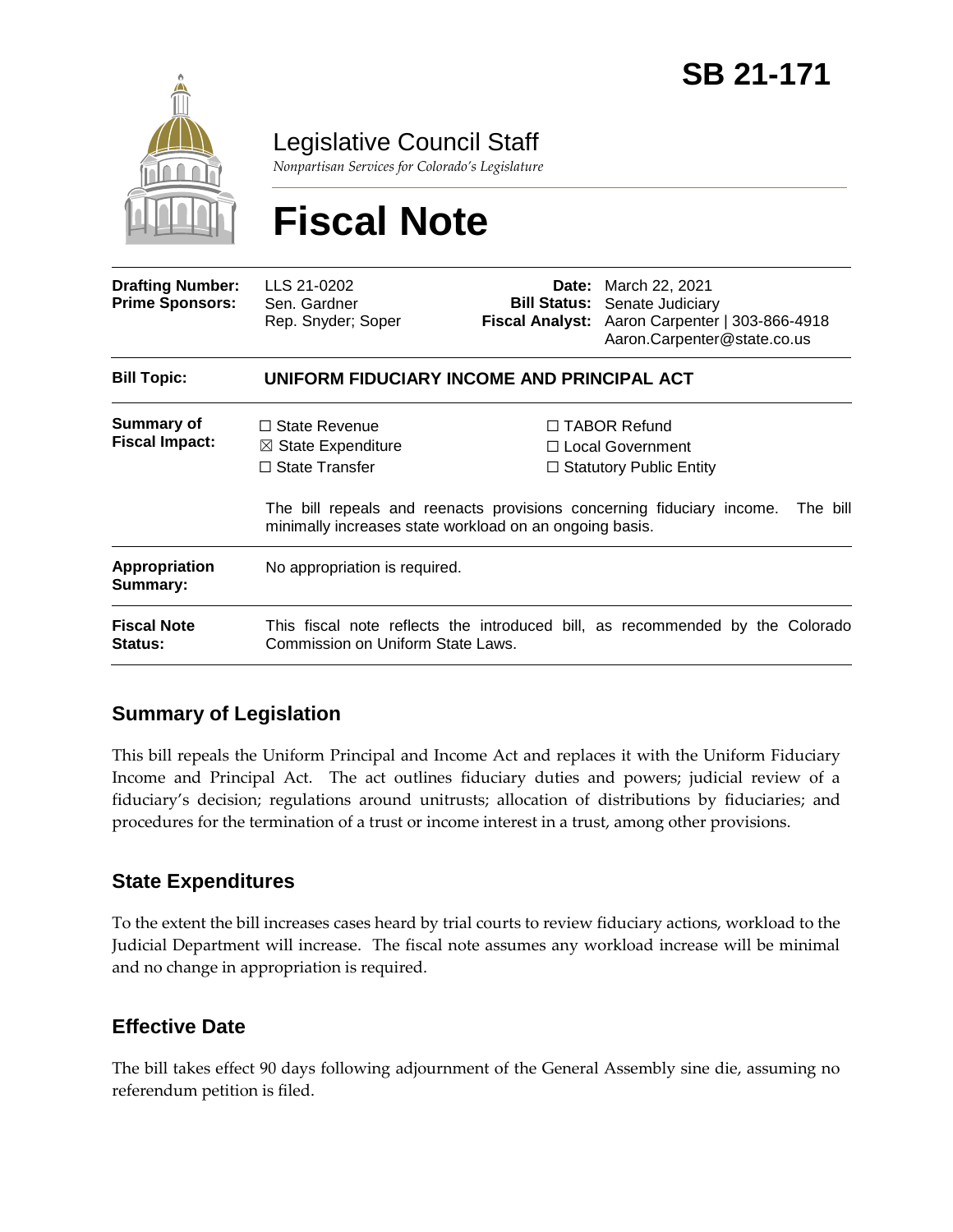# SB 21-171

Legislative Council Staff

*Nonpartisan Services for Colorado's Legislature*

# Fiscal Note

| | | | |
|---|---|---|---|
| **Drafting Number:** | LLS 21-0202 | **Date:** | March 22, 2021 |
| **Prime Sponsors:** | Sen. Gardner<br>Rep. Snyder; Soper | **Bill Status:** | Senate Judiciary |
| | | **Fiscal Analyst:** | Aaron Carpenter \| 303-866-4918<br>Aaron.Carpenter@state.co.us |

**Bill Topic:** **UNIFORM FIDUCIARY INCOME AND PRINCIPAL ACT**

**Summary of Fiscal Impact:**

- ☐ State Revenue
- ☒ State Expenditure
- ☐ State Transfer
- ☐ TABOR Refund
- ☐ Local Government
- ☐ Statutory Public Entity

The bill repeals and reenacts provisions concerning fiduciary income. The bill minimally increases state workload on an ongoing basis.

**Appropriation Summary:** No appropriation is required.

**Fiscal Note Status:** This fiscal note reflects the introduced bill, as recommended by the Colorado Commission on Uniform State Laws.

## Summary of Legislation

This bill repeals the Uniform Principal and Income Act and replaces it with the Uniform Fiduciary Income and Principal Act. The act outlines fiduciary duties and powers; judicial review of a fiduciary's decision; regulations around unitrusts; allocation of distributions by fiduciaries; and procedures for the termination of a trust or income interest in a trust, among other provisions.

## State Expenditures

To the extent the bill increases cases heard by trial courts to review fiduciary actions, workload to the Judicial Department will increase. The fiscal note assumes any workload increase will be minimal and no change in appropriation is required.

## Effective Date

The bill takes effect 90 days following adjournment of the General Assembly sine die, assuming no referendum petition is filed.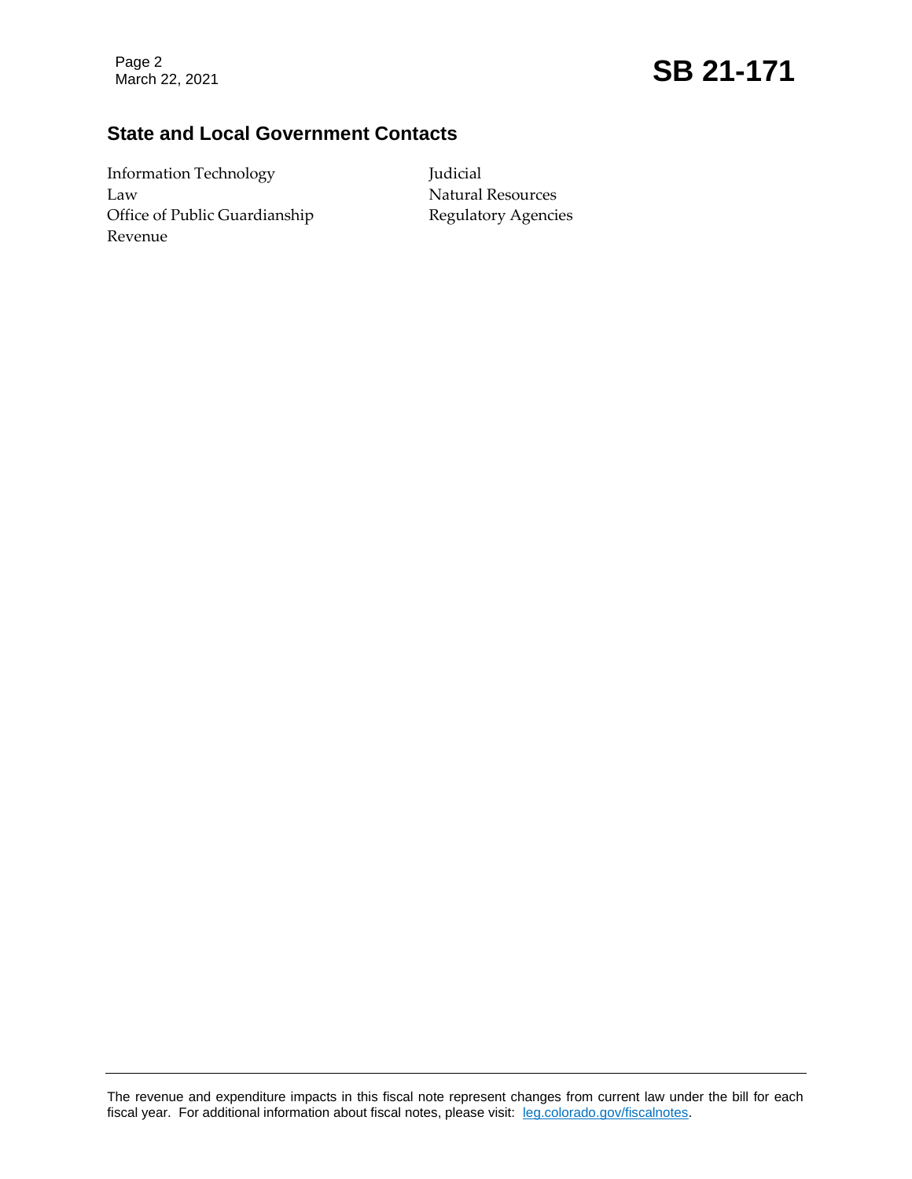## State and Local Government Contacts

Information Technology
Judicial
Law
Natural Resources
Office of Public Guardianship
Regulatory Agencies
Revenue

The revenue and expenditure impacts in this fiscal note represent changes from current law under the bill for each fiscal year. For additional information about fiscal notes, please visit: leg.colorado.gov/fiscalnotes.